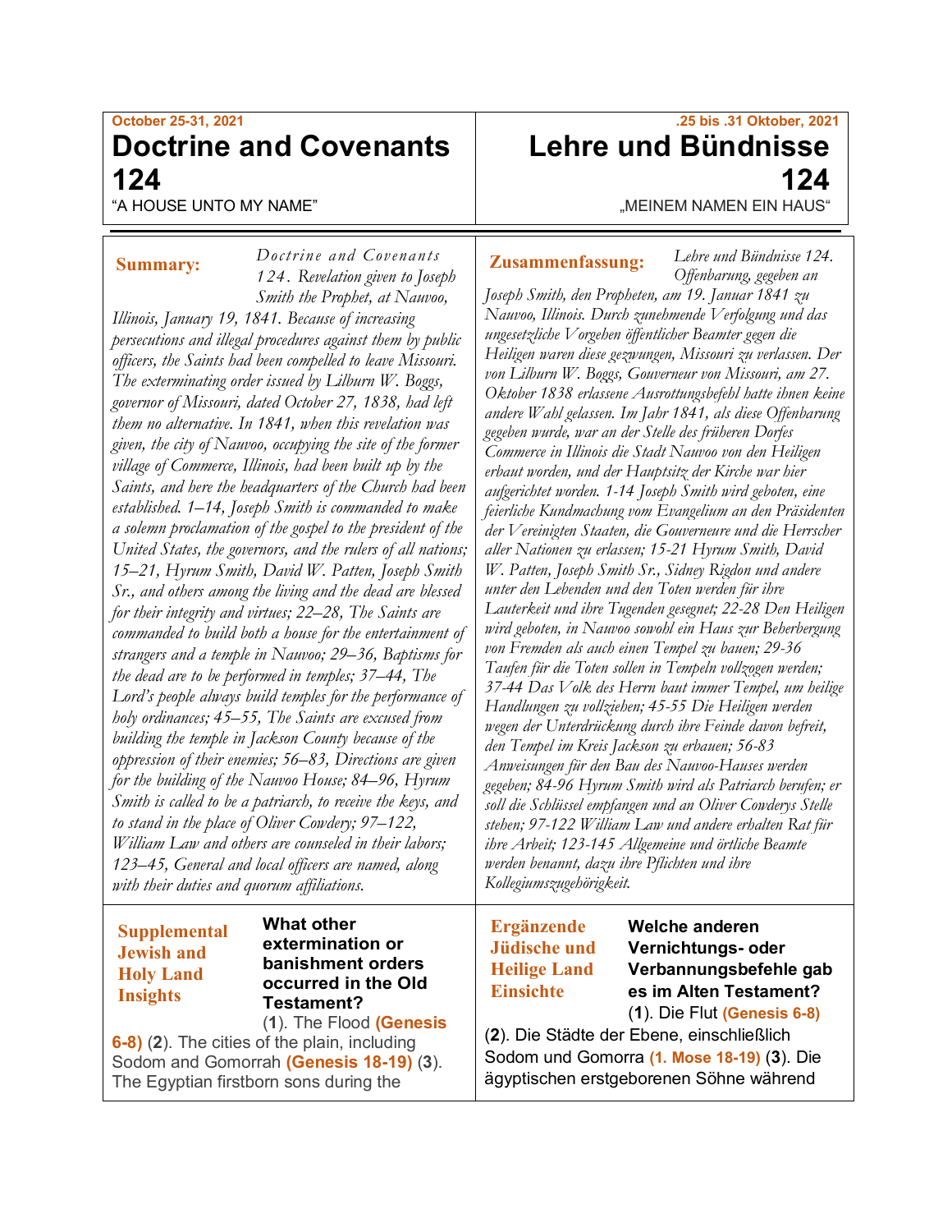October 25-31, 2021

# Doctrine and Covenants 124

"A HOUSE UNTO MY NAME"

**Summary:** *Doctrine and Covenants 124. Revelation given to Joseph Smith the Prophet, at Nauvoo, Illinois, January 19, 1841. Because of increasing persecutions and illegal procedures against them by public officers, the Saints had been compelled to leave Missouri. The exterminating order issued by Lilburn W. Boggs, governor of Missouri, dated October 27, 1838, had left them no alternative. In 1841, when this revelation was given, the city of Nauvoo, occupying the site of the former village of Commerce, Illinois, had been built up by the Saints, and here the headquarters of the Church had been established. 1–14, Joseph Smith is commanded to make a solemn proclamation of the gospel to the president of the United States, the governors, and the rulers of all nations; 15–21, Hyrum Smith, David W. Patten, Joseph Smith Sr., and others among the living and the dead are blessed for their integrity and virtues; 22–28, The Saints are commanded to build both a house for the entertainment of strangers and a temple in Nauvoo; 29–36, Baptisms for the dead are to be performed in temples; 37–44, The Lord's people always build temples for the performance of holy ordinances; 45–55, The Saints are excused from building the temple in Jackson County because of the oppression of their enemies; 56–83, Directions are given for the building of the Nauvoo House; 84–96, Hyrum Smith is called to be a patriarch, to receive the keys, and to stand in the place of Oliver Cowdery; 97–122, William Law and others are counseled in their labors; 123–45, General and local officers are named, along with their duties and quorum affiliations.*

**Supplemental Jewish and Holy Land Insights**

**What other extermination or banishment orders occurred in the Old Testament?**

(**1**). The Flood **(Genesis 6-8)** (**2**). The cities of the plain, including Sodom and Gomorrah **(Genesis 18-19)** (**3**). The Egyptian firstborn sons during the

---

.25 bis .31 Oktober, 2021

# Lehre und Bündnisse 124

„MEINEM NAMEN EIN HAUS"

**Zusammenfassung:** *Lehre und Bündnisse 124. Offenbarung, gegeben an Joseph Smith, den Propheten, am 19. Januar 1841 zu Nauvoo, Illinois. Durch zunehmende Verfolgung und das ungesetzliche Vorgehen öffentlicher Beamter gegen die Heiligen waren diese gezwungen, Missouri zu verlassen. Der von Lilburn W. Boggs, Gouverneur von Missouri, am 27. Oktober 1838 erlassene Ausrottungsbefehl hatte ihnen keine andere Wahl gelassen. Im Jahr 1841, als diese Offenbarung gegeben wurde, war an der Stelle des früheren Dorfes Commerce in Illinois die Stadt Nauvoo von den Heiligen erbaut worden, und der Hauptsitz der Kirche war hier aufgerichtet worden. 1-14 Joseph Smith wird geboten, eine feierliche Kundmachung vom Evangelium an den Präsidenten der Vereinigten Staaten, die Gouverneure und die Herrscher aller Nationen zu erlassen; 15-21 Hyrum Smith, David W. Patten, Joseph Smith Sr., Sidney Rigdon und andere unter den Lebenden und den Toten werden für ihre Lauterkeit und ihre Tugenden gesegnet; 22-28 Den Heiligen wird geboten, in Nauvoo sowohl ein Haus zur Beherbergung von Fremden als auch einen Tempel zu bauen; 29-36 Taufen für die Toten sollen in Tempeln vollzogen werden; 37-44 Das Volk des Herrn baut immer Tempel, um heilige Handlungen zu vollziehen; 45-55 Die Heiligen werden wegen der Unterdrückung durch ihre Feinde davon befreit, den Tempel im Kreis Jackson zu erbauen; 56-83 Anweisungen für den Bau des Nauvoo-Hauses werden gegeben; 84-96 Hyrum Smith wird als Patriarch berufen; er soll die Schlüssel empfangen und an Oliver Cowderys Stelle stehen; 97-122 William Law und andere erhalten Rat für ihre Arbeit; 123-145 Allgemeine und örtliche Beamte werden benannt, dazu ihre Pflichten und ihre Kollegiumszugehörigkeit.*

**Ergänzende Jüdische und Heilige Land Einsichte**

**Welche anderen Vernichtungs- oder Verbannungsbefehle gab es im Alten Testament?**

(**1**). Die Flut **(Genesis 6-8)** (**2**). Die Städte der Ebene, einschließlich Sodom und Gomorra **(1. Mose 18-19)** (**3**). Die ägyptischen erstgeborenen Söhne während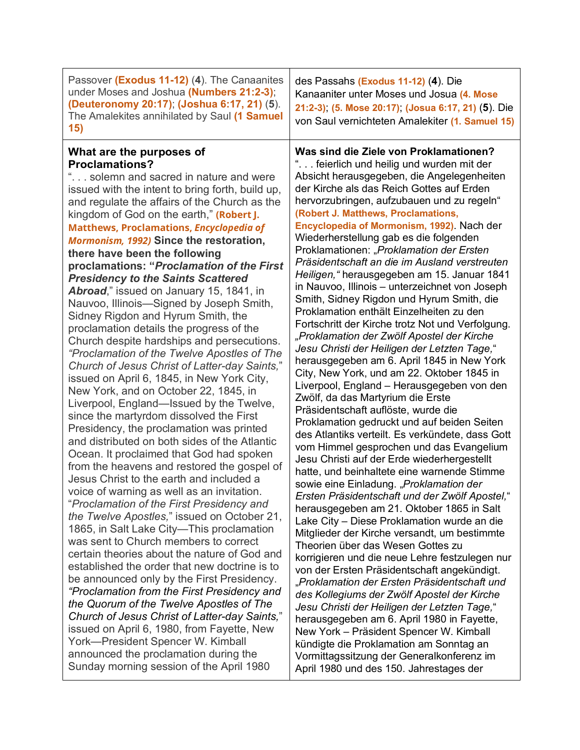| | |
|---|---|
| Passover **(Exodus 11-12)** (**4**). The Canaanites under Moses and Joshua **(Numbers 21:2-3)**; **(Deuteronomy 20:17)**; **(Joshua 6:17, 21)** (**5**). The Amalekites annihilated by Saul **(1 Samuel 15)** | des Passahs **(Exodus 11-12)** (**4**). Die Kanaaniter unter Moses und Josua **(4. Mose 21:2-3)**; **(5. Mose 20:17)**; **(Josua 6:17, 21)** (**5**). Die von Saul vernichteten Amalekiter **(1. Samuel 15)** |
| **What are the purposes of Proclamations?**<br>“. . . solemn and sacred in nature and were issued with the intent to bring forth, build up, and regulate the affairs of the Church as the kingdom of God on the earth,” **(Robert J. Matthews, Proclamations, *Encyclopedia of Mormonism, 1992*)** **Since the restoration, there have been the following proclamations: “*Proclamation of the First Presidency to the Saints Scattered Abroad*,”** issued on January 15, 1841, in Nauvoo, Illinois—Signed by Joseph Smith, Sidney Rigdon and Hyrum Smith, the proclamation details the progress of the Church despite hardships and persecutions. *“Proclamation of the Twelve Apostles of The Church of Jesus Christ of Latter-day Saints,”* issued on April 6, 1845, in New York City, New York, and on October 22, 1845, in Liverpool, England—Issued by the Twelve, since the martyrdom dissolved the First Presidency, the proclamation was printed and distributed on both sides of the Atlantic Ocean. It proclaimed that God had spoken from the heavens and restored the gospel of Jesus Christ to the earth and included a voice of warning as well as an invitation. “*Proclamation of the First Presidency and the Twelve Apostles,*” issued on October 21, 1865, in Salt Lake City—This proclamation was sent to Church members to correct certain theories about the nature of God and established the order that new doctrine is to be announced only by the First Presidency. *“Proclamation from the First Presidency and the Quorum of the Twelve Apostles of The Church of Jesus Christ of Latter-day Saints,”* issued on April 6, 1980, from Fayette, New York—President Spencer W. Kimball announced the proclamation during the Sunday morning session of the April 1980 | **Was sind die Ziele von Proklamationen?**<br>“. . . feierlich und heilig und wurden mit der Absicht herausgegeben, die Angelegenheiten der Kirche als das Reich Gottes auf Erden hervorzubringen, aufzubauen und zu regeln“ **(Robert J. Matthews, Proclamations, Encyclopedia of Mormonism, 1992)**. Nach der Wiederherstellung gab es die folgenden Proklamationen: *„Proklamation der Ersten Präsidentschaft an die im Ausland verstreuten Heiligen,“* herausgegeben am 15. Januar 1841 in Nauvoo, Illinois – unterzeichnet von Joseph Smith, Sidney Rigdon und Hyrum Smith, die Proklamation enthält Einzelheiten zu den Fortschritt der Kirche trotz Not und Verfolgung. *„Proklamation der Zwölf Apostel der Kirche Jesu Christi der Heiligen der Letzten Tage,*“ herausgegeben am 6. April 1845 in New York City, New York, und am 22. Oktober 1845 in Liverpool, England – Herausgegeben von den Zwölf, da das Martyrium die Erste Präsidentschaft auflöste, wurde die Proklamation gedruckt und auf beiden Seiten des Atlantiks verteilt. Es verkündete, dass Gott vom Himmel gesprochen und das Evangelium Jesu Christi auf der Erde wiederhergestellt hatte, und beinhaltete eine warnende Stimme sowie eine Einladung. *„Proklamation der Ersten Präsidentschaft und der Zwölf Apostel,*“ herausgegeben am 21. Oktober 1865 in Salt Lake City – Diese Proklamation wurde an die Mitglieder der Kirche versandt, um bestimmte Theorien über das Wesen Gottes zu korrigieren und die neue Lehre festzulegen nur von der Ersten Präsidentschaft angekündigt. *„Proklamation der Ersten Präsidentschaft und des Kollegiums der Zwölf Apostel der Kirche Jesu Christi der Heiligen der Letzten Tage,*“ herausgegeben am 6. April 1980 in Fayette, New York – Präsident Spencer W. Kimball kündigte die Proklamation am Sonntag an Vormittagssitzung der Generalkonferenz im April 1980 und des 150. Jahrestages der |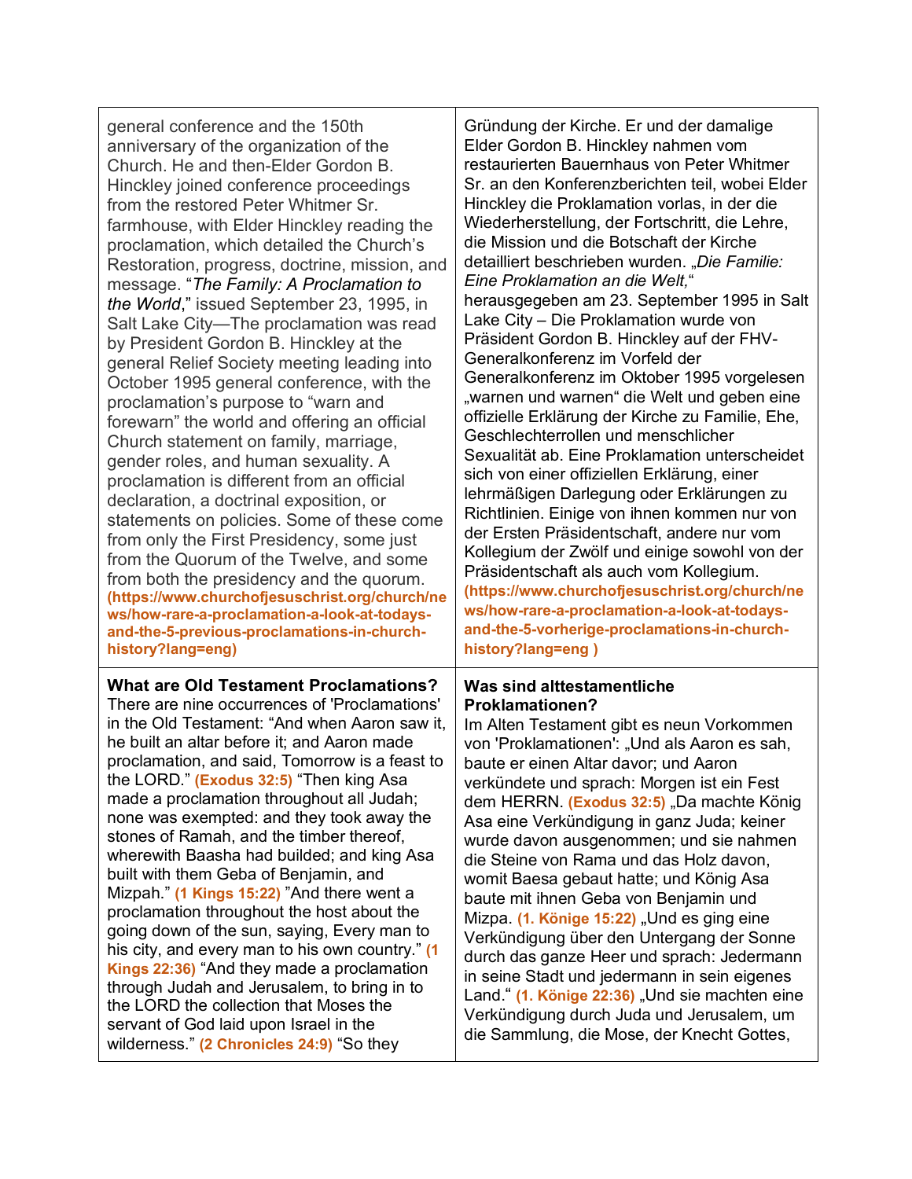| | |
|---|---|
| general conference and the 150th anniversary of the organization of the Church. He and then-Elder Gordon B. Hinckley joined conference proceedings from the restored Peter Whitmer Sr. farmhouse, with Elder Hinckley reading the proclamation, which detailed the Church's Restoration, progress, doctrine, mission, and message. "*The Family: A Proclamation to the World*," issued September 23, 1995, in Salt Lake City—The proclamation was read by President Gordon B. Hinckley at the general Relief Society meeting leading into October 1995 general conference, with the proclamation's purpose to "warn and forewarn" the world and offering an official Church statement on family, marriage, gender roles, and human sexuality. A proclamation is different from an official declaration, a doctrinal exposition, or statements on policies. Some of these come from only the First Presidency, some just from the Quorum of the Twelve, and some from both the presidency and the quorum. **(https://www.churchofjesuschrist.org/church/news/how-rare-a-proclamation-a-look-at-todays-and-the-5-previous-proclamations-in-church-history?lang=eng)** | Gründung der Kirche. Er und der damalige Elder Gordon B. Hinckley nahmen vom restaurierten Bauernhaus von Peter Whitmer Sr. an den Konferenzberichten teil, wobei Elder Hinckley die Proklamation vorlas, in der die Wiederherstellung, der Fortschritt, die Lehre, die Mission und die Botschaft der Kirche detailliert beschrieben wurden. „*Die Familie: Eine Proklamation an die Welt,*" herausgegeben am 23. September 1995 in Salt Lake City – Die Proklamation wurde von Präsident Gordon B. Hinckley auf der FHV-Generalkonferenz im Vorfeld der Generalkonferenz im Oktober 1995 vorgelesen „warnen und warnen" die Welt und geben eine offizielle Erklärung der Kirche zu Familie, Ehe, Geschlechterrollen und menschlicher Sexualität ab. Eine Proklamation unterscheidet sich von einer offiziellen Erklärung, einer lehrmäßigen Darlegung oder Erklärungen zu Richtlinien. Einige von ihnen kommen nur von der Ersten Präsidentschaft, andere nur vom Kollegium der Zwölf und einige sowohl von der Präsidentschaft als auch vom Kollegium. **(https://www.churchofjesuschrist.org/church/news/how-rare-a-proclamation-a-look-at-todays-and-the-5-vorherige-proclamations-in-church-history?lang=eng )** |
| **What are Old Testament Proclamations?** There are nine occurrences of 'Proclamations' in the Old Testament: "And when Aaron saw it, he built an altar before it; and Aaron made proclamation, and said, Tomorrow is a feast to the LORD." **(Exodus 32:5)** "Then king Asa made a proclamation throughout all Judah; none was exempted: and they took away the stones of Ramah, and the timber thereof, wherewith Baasha had builded; and king Asa built with them Geba of Benjamin, and Mizpah." **(1 Kings 15:22)** "And there went a proclamation throughout the host about the going down of the sun, saying, Every man to his city, and every man to his own country." **(1 Kings 22:36)** "And they made a proclamation through Judah and Jerusalem, to bring in to the LORD the collection that Moses the servant of God laid upon Israel in the wilderness." **(2 Chronicles 24:9)** "So they | **Was sind alttestamentliche Proklamationen?** Im Alten Testament gibt es neun Vorkommen von 'Proklamationen': „Und als Aaron es sah, baute er einen Altar davor; und Aaron verkündete und sprach: Morgen ist ein Fest dem HERRN. **(Exodus 32:5)** „Da machte König Asa eine Verkündigung in ganz Juda; keiner wurde davon ausgenommen; und sie nahmen die Steine von Rama und das Holz davon, womit Baesa gebaut hatte; und König Asa baute mit ihnen Geba von Benjamin und Mizpa. **(1. Könige 15:22)** „Und es ging eine Verkündigung über den Untergang der Sonne durch das ganze Heer und sprach: Jedermann in seine Stadt und jedermann in sein eigenes Land." **(1. Könige 22:36)** „Und sie machten eine Verkündigung durch Juda und Jerusalem, um die Sammlung, die Mose, der Knecht Gottes, |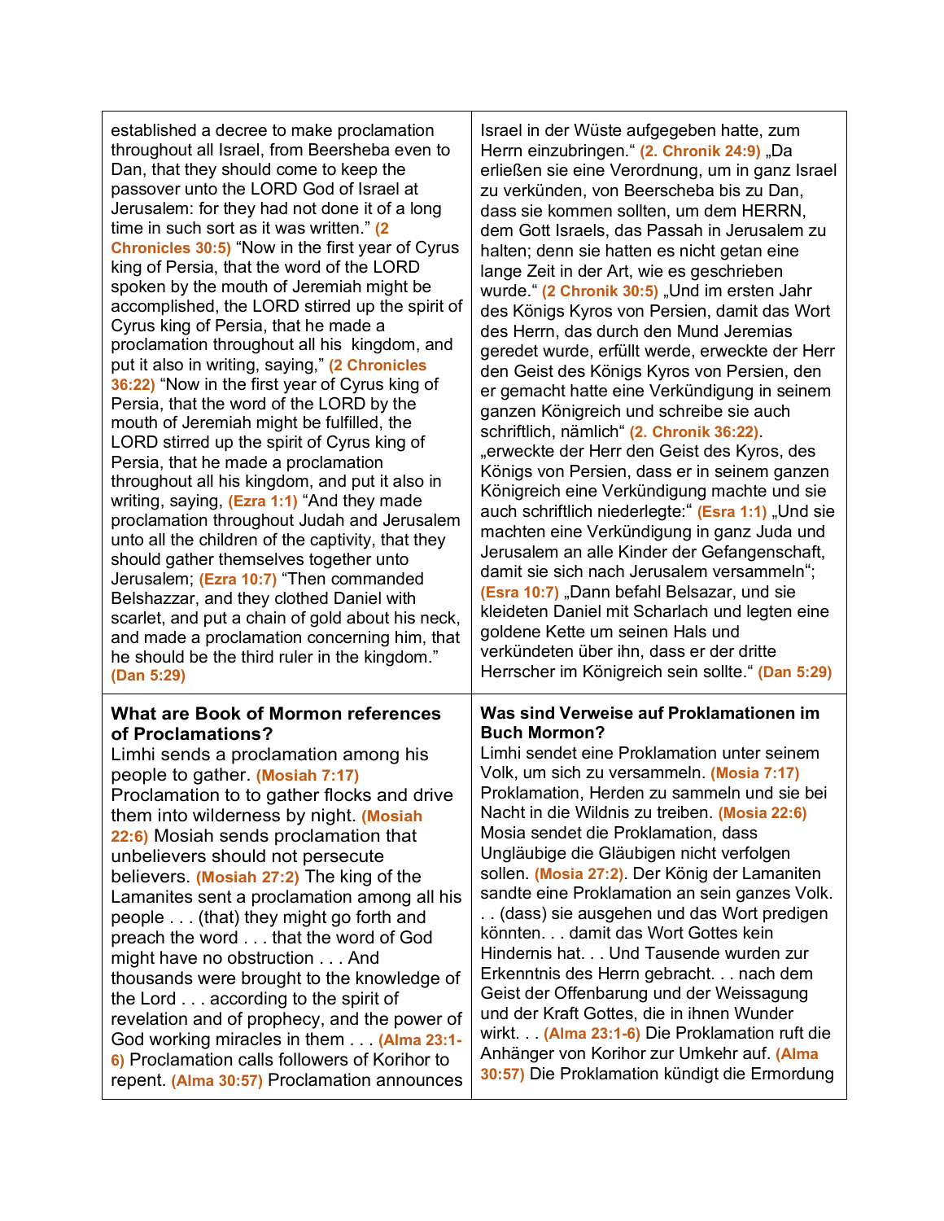| | |
|---|---|
| established a decree to make proclamation throughout all Israel, from Beersheba even to Dan, that they should come to keep the passover unto the LORD God of Israel at Jerusalem: for they had not done it of a long time in such sort as it was written." **(2 Chronicles 30:5)** "Now in the first year of Cyrus king of Persia, that the word of the LORD spoken by the mouth of Jeremiah might be accomplished, the LORD stirred up the spirit of Cyrus king of Persia, that he made a proclamation throughout all his kingdom, and put it also in writing, saying," **(2 Chronicles 36:22)** "Now in the first year of Cyrus king of Persia, that the word of the LORD by the mouth of Jeremiah might be fulfilled, the LORD stirred up the spirit of Cyrus king of Persia, that he made a proclamation throughout all his kingdom, and put it also in writing, saying, **(Ezra 1:1)** "And they made proclamation throughout Judah and Jerusalem unto all the children of the captivity, that they should gather themselves together unto Jerusalem; **(Ezra 10:7)** "Then commanded Belshazzar, and they clothed Daniel with scarlet, and put a chain of gold about his neck, and made a proclamation concerning him, that he should be the third ruler in the kingdom." **(Dan 5:29)** | Israel in der Wüste aufgegeben hatte, zum Herrn einzubringen." **(2. Chronik 24:9)** „Da erließen sie eine Verordnung, um in ganz Israel zu verkünden, von Beerscheba bis zu Dan, dass sie kommen sollten, um dem HERRN, dem Gott Israels, das Passah in Jerusalem zu halten; denn sie hatten es nicht getan eine lange Zeit in der Art, wie es geschrieben wurde." **(2 Chronik 30:5)** „Und im ersten Jahr des Königs Kyros von Persien, damit das Wort des Herrn, das durch den Mund Jeremias geredet wurde, erfüllt werde, erweckte der Herr den Geist des Königs Kyros von Persien, den er gemacht hatte eine Verkündigung in seinem ganzen Königreich und schreibe sie auch schriftlich, nämlich" **(2. Chronik 36:22)**. „erweckte der Herr den Geist des Kyros, des Königs von Persien, dass er in seinem ganzen Königreich eine Verkündigung machte und sie auch schriftlich niederlegte:" **(Esra 1:1)** „Und sie machten eine Verkündigung in ganz Juda und Jerusalem an alle Kinder der Gefangenschaft, damit sie sich nach Jerusalem versammeln"; **(Esra 10:7)** „Dann befahl Belsazar, und sie kleideten Daniel mit Scharlach und legten eine goldene Kette um seinen Hals und verkündeten über ihn, dass er der dritte Herrscher im Königreich sein sollte." **(Dan 5:29)** |
| **What are Book of Mormon references of Proclamations?** Limhi sends a proclamation among his people to gather. **(Mosiah 7:17)** Proclamation to to gather flocks and drive them into wilderness by night. **(Mosiah 22:6)** Mosiah sends proclamation that unbelievers should not persecute believers. **(Mosiah 27:2)** The king of the Lamanites sent a proclamation among all his people . . . (that) they might go forth and preach the word . . . that the word of God might have no obstruction . . . And thousands were brought to the knowledge of the Lord . . . according to the spirit of revelation and of prophecy, and the power of God working miracles in them . . . **(Alma 23:1-6)** Proclamation calls followers of Korihor to repent. **(Alma 30:57)** Proclamation announces | **Was sind Verweise auf Proklamationen im Buch Mormon?** Limhi sendet eine Proklamation unter seinem Volk, um sich zu versammeln. **(Mosia 7:17)** Proklamation, Herden zu sammeln und sie bei Nacht in die Wildnis zu treiben. **(Mosia 22:6)** Mosia sendet die Proklamation, dass Ungläubige die Gläubigen nicht verfolgen sollen. **(Mosia 27:2)**. Der König der Lamaniten sandte eine Proklamation an sein ganzes Volk. . . (dass) sie ausgehen und das Wort predigen könnten. . . damit das Wort Gottes kein Hindernis hat. . . Und Tausende wurden zur Erkenntnis des Herrn gebracht. . . nach dem Geist der Offenbarung und der Weissagung und der Kraft Gottes, die in ihnen Wunder wirkt. . . **(Alma 23:1-6)** Die Proklamation ruft die Anhänger von Korihor zur Umkehr auf. **(Alma 30:57)** Die Proklamation kündigt die Ermordung |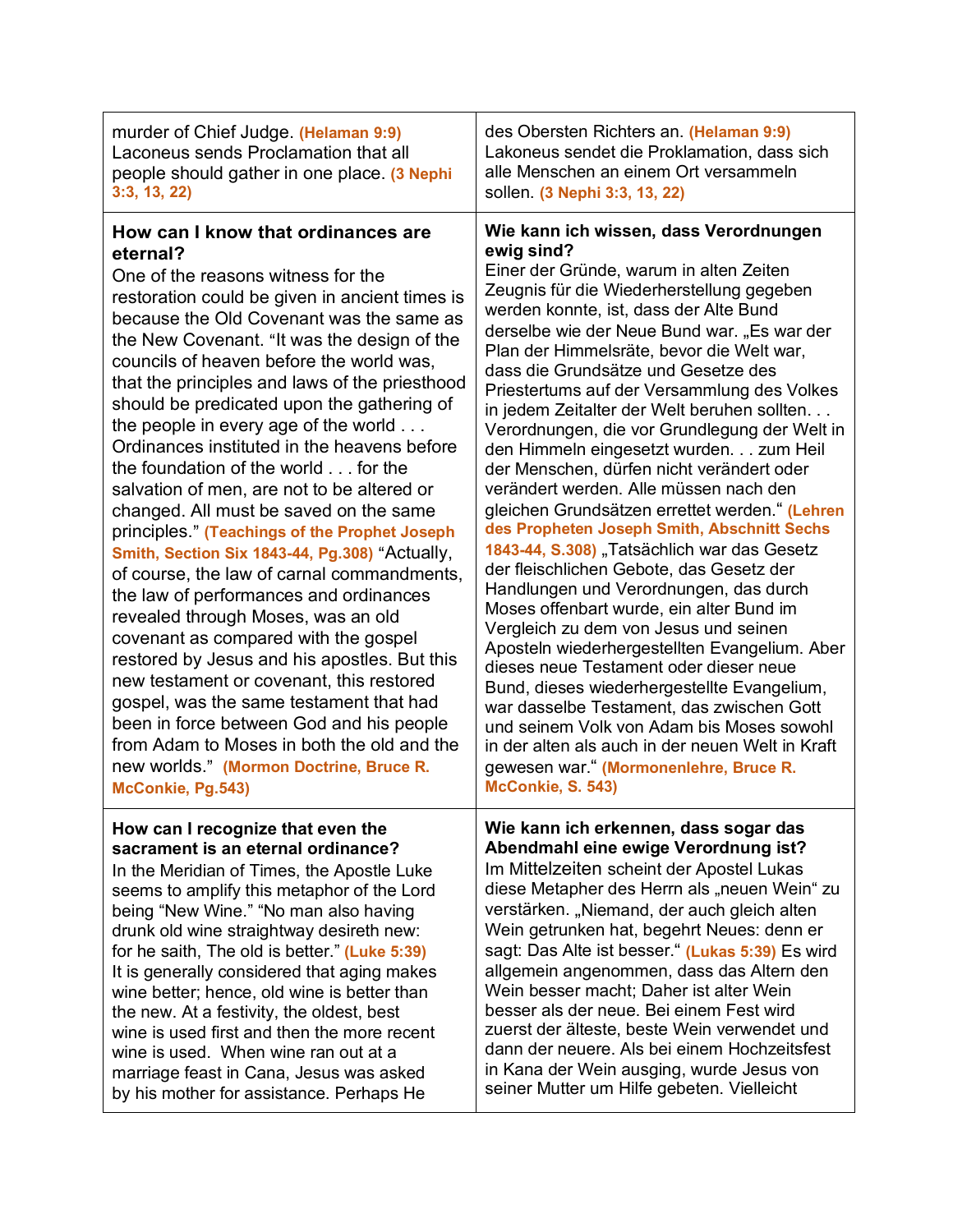| | |
|---|---|
| murder of Chief Judge. **(Helaman 9:9)** Laconeus sends Proclamation that all people should gather in one place. **(3 Nephi 3:3, 13, 22)** | des Obersten Richters an. **(Helaman 9:9)** Lakoneus sendet die Proklamation, dass sich alle Menschen an einem Ort versammeln sollen. **(3 Nephi 3:3, 13, 22)** |
| **How can I know that ordinances are eternal?** One of the reasons witness for the restoration could be given in ancient times is because the Old Covenant was the same as the New Covenant. "It was the design of the councils of heaven before the world was, that the principles and laws of the priesthood should be predicated upon the gathering of the people in every age of the world . . . Ordinances instituted in the heavens before the foundation of the world . . . for the salvation of men, are not to be altered or changed. All must be saved on the same principles." **(Teachings of the Prophet Joseph Smith, Section Six 1843-44, Pg.308)** "Actually, of course, the law of carnal commandments, the law of performances and ordinances revealed through Moses, was an old covenant as compared with the gospel restored by Jesus and his apostles. But this new testament or covenant, this restored gospel, was the same testament that had been in force between God and his people from Adam to Moses in both the old and the new worlds." **(Mormon Doctrine, Bruce R. McConkie, Pg.543)** | **Wie kann ich wissen, dass Verordnungen ewig sind?** Einer der Gründe, warum in alten Zeiten Zeugnis für die Wiederherstellung gegeben werden konnte, ist, dass der Alte Bund derselbe wie der Neue Bund war. „Es war der Plan der Himmelsräte, bevor die Welt war, dass die Grundsätze und Gesetze des Priestertums auf der Versammlung des Volkes in jedem Zeitalter der Welt beruhen sollten. . . Verordnungen, die vor Grundlegung der Welt in den Himmeln eingesetzt wurden. . . zum Heil der Menschen, dürfen nicht verändert oder verändert werden. Alle müssen nach den gleichen Grundsätzen errettet werden." **(Lehren des Propheten Joseph Smith, Abschnitt Sechs 1843-44, S.308)** „Tatsächlich war das Gesetz der fleischlichen Gebote, das Gesetz der Handlungen und Verordnungen, das durch Moses offenbart wurde, ein alter Bund im Vergleich zu dem von Jesus und seinen Aposteln wiederhergestellten Evangelium. Aber dieses neue Testament oder dieser neue Bund, dieses wiederhergestellte Evangelium, war dasselbe Testament, das zwischen Gott und seinem Volk von Adam bis Moses sowohl in der alten als auch in der neuen Welt in Kraft gewesen war." **(Mormonenlehre, Bruce R. McConkie, S. 543)** |
| **How can I recognize that even the sacrament is an eternal ordinance?** In the Meridian of Times, the Apostle Luke seems to amplify this metaphor of the Lord being "New Wine." "No man also having drunk old wine straightway desireth new: for he saith, The old is better." **(Luke 5:39)** It is generally considered that aging makes wine better; hence, old wine is better than the new. At a festivity, the oldest, best wine is used first and then the more recent wine is used. When wine ran out at a marriage feast in Cana, Jesus was asked by his mother for assistance. Perhaps He | **Wie kann ich erkennen, dass sogar das Abendmahl eine ewige Verordnung ist?** Im Mittelzeiten scheint der Apostel Lukas diese Metapher des Herrn als „neuen Wein" zu verstärken. „Niemand, der auch gleich alten Wein getrunken hat, begehrt Neues: denn er sagt: Das Alte ist besser." **(Lukas 5:39)** Es wird allgemein angenommen, dass das Altern den Wein besser macht; Daher ist alter Wein besser als der neue. Bei einem Fest wird zuerst der älteste, beste Wein verwendet und dann der neuere. Als bei einem Hochzeitsfest in Kana der Wein ausging, wurde Jesus von seiner Mutter um Hilfe gebeten. Vielleicht |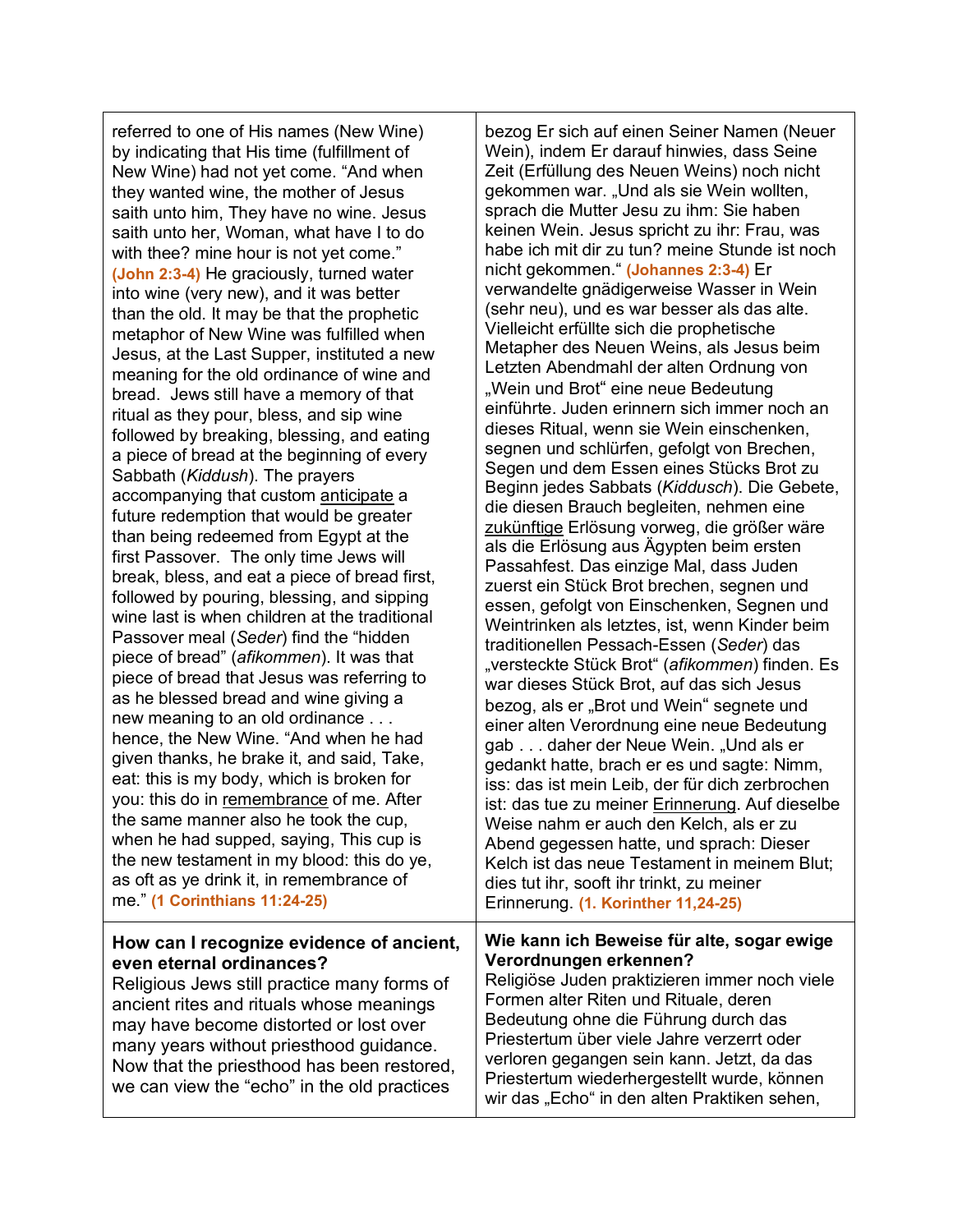| | |
|---|---|
| referred to one of His names (New Wine) by indicating that His time (fulfillment of New Wine) had not yet come. "And when they wanted wine, the mother of Jesus saith unto him, They have no wine. Jesus saith unto her, Woman, what have I to do with thee? mine hour is not yet come." **(John 2:3-4)** He graciously, turned water into wine (very new), and it was better than the old. It may be that the prophetic metaphor of New Wine was fulfilled when Jesus, at the Last Supper, instituted a new meaning for the old ordinance of wine and bread. Jews still have a memory of that ritual as they pour, bless, and sip wine followed by breaking, blessing, and eating a piece of bread at the beginning of every Sabbath (*Kiddush*). The prayers accompanying that custom <u>anticipate</u> a future redemption that would be greater than being redeemed from Egypt at the first Passover. The only time Jews will break, bless, and eat a piece of bread first, followed by pouring, blessing, and sipping wine last is when children at the traditional Passover meal (*Seder*) find the "hidden piece of bread" (*afikommen*). It was that piece of bread that Jesus was referring to as he blessed bread and wine giving a new meaning to an old ordinance . . . hence, the New Wine. "And when he had given thanks, he brake it, and said, Take, eat: this is my body, which is broken for you: this do in <u>remembrance</u> of me. After the same manner also he took the cup, when he had supped, saying, This cup is the new testament in my blood: this do ye, as oft as ye drink it, in remembrance of me." **(1 Corinthians 11:24-25)** | bezog Er sich auf einen Seiner Namen (Neuer Wein), indem Er darauf hinwies, dass Seine Zeit (Erfüllung des Neuen Weins) noch nicht gekommen war. „Und als sie Wein wollten, sprach die Mutter Jesu zu ihm: Sie haben keinen Wein. Jesus spricht zu ihr: Frau, was habe ich mit dir zu tun? meine Stunde ist noch nicht gekommen." **(Johannes 2:3-4)** Er verwandelte gnädigerweise Wasser in Wein (sehr neu), und es war besser als das alte. Vielleicht erfüllte sich die prophetische Metapher des Neuen Weins, als Jesus beim Letzten Abendmahl der alten Ordnung von „Wein und Brot" eine neue Bedeutung einführte. Juden erinnern sich immer noch an dieses Ritual, wenn sie Wein einschenken, segnen und schlürfen, gefolgt von Brechen, Segen und dem Essen eines Stücks Brot zu Beginn jedes Sabbats (*Kiddusch*). Die Gebete, die diesen Brauch begleiten, nehmen eine <u>zukünftige</u> Erlösung vorweg, die größer wäre als die Erlösung aus Ägypten beim ersten Passahfest. Das einzige Mal, dass Juden zuerst ein Stück Brot brechen, segnen und essen, gefolgt von Einschenken, Segnen und Weintrinken als letztes, ist, wenn Kinder beim traditionellen Pessach-Essen (*Seder*) das „versteckte Stück Brot" (*afikommen*) finden. Es war dieses Stück Brot, auf das sich Jesus bezog, als er „Brot und Wein" segnete und einer alten Verordnung eine neue Bedeutung gab . . . daher der Neue Wein. „Und als er gedankt hatte, brach er es und sagte: Nimm, iss: das ist mein Leib, der für dich zerbrochen ist: das tue zu meiner <u>Erinnerung</u>. Auf dieselbe Weise nahm er auch den Kelch, als er zu Abend gegessen hatte, und sprach: Dieser Kelch ist das neue Testament in meinem Blut; dies tut ihr, sooft ihr trinkt, zu meiner Erinnerung. **(1. Korinther 11,24-25)** |
| **How can I recognize evidence of ancient, even eternal ordinances?**<br>Religious Jews still practice many forms of ancient rites and rituals whose meanings may have become distorted or lost over many years without priesthood guidance. Now that the priesthood has been restored, we can view the "echo" in the old practices | **Wie kann ich Beweise für alte, sogar ewige Verordnungen erkennen?**<br>Religiöse Juden praktizieren immer noch viele Formen alter Riten und Rituale, deren Bedeutung ohne die Führung durch das Priestertum über viele Jahre verzerrt oder verloren gegangen sein kann. Jetzt, da das Priestertum wiederhergestellt wurde, können wir das „Echo" in den alten Praktiken sehen, |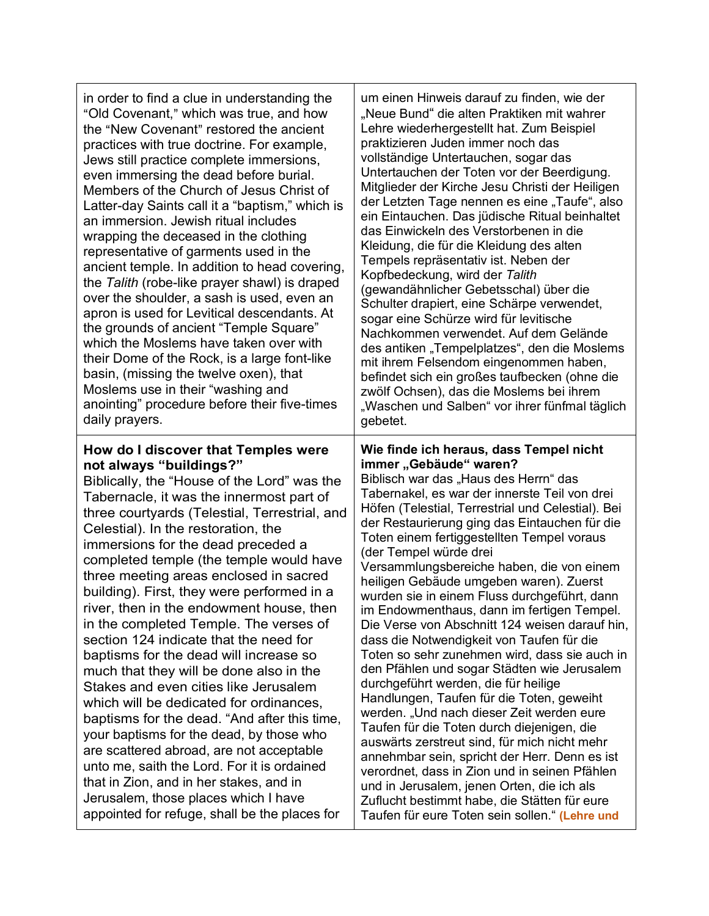| | |
|---|---|
| in order to find a clue in understanding the “Old Covenant,” which was true, and how the “New Covenant” restored the ancient practices with true doctrine. For example, Jews still practice complete immersions, even immersing the dead before burial. Members of the Church of Jesus Christ of Latter-day Saints call it a “baptism,” which is an immersion. Jewish ritual includes wrapping the deceased in the clothing representative of garments used in the ancient temple. In addition to head covering, the *Talith* (robe-like prayer shawl) is draped over the shoulder, a sash is used, even an apron is used for Levitical descendants. At the grounds of ancient “Temple Square” which the Moslems have taken over with their Dome of the Rock, is a large font-like basin, (missing the twelve oxen), that Moslems use in their “washing and anointing” procedure before their five-times daily prayers. | um einen Hinweis darauf zu finden, wie der „Neue Bund“ die alten Praktiken mit wahrer Lehre wiederhergestellt hat. Zum Beispiel praktizieren Juden immer noch das vollständige Untertauchen, sogar das Untertauchen der Toten vor der Beerdigung. Mitglieder der Kirche Jesu Christi der Heiligen der Letzten Tage nennen es eine „Taufe“, also ein Eintauchen. Das jüdische Ritual beinhaltet das Einwickeln des Verstorbenen in die Kleidung, die für die Kleidung des alten Tempels repräsentativ ist. Neben der Kopfbedeckung, wird der *Talith* (gewandähnlicher Gebetsschal) über die Schulter drapiert, eine Schärpe verwendet, sogar eine Schürze wird für levitische Nachkommen verwendet. Auf dem Gelände des antiken „Tempelplatzes“, den die Moslems mit ihrem Felsendom eingenommen haben, befindet sich ein großes taufbecken (ohne die zwölf Ochsen), das die Moslems bei ihrem „Waschen und Salben“ vor ihrer fünfmal täglich gebetet. |
| **How do I discover that Temples were not always “buildings?”** Biblically, the “House of the Lord” was the Tabernacle, it was the innermost part of three courtyards (Telestial, Terrestrial, and Celestial). In the restoration, the immersions for the dead preceded a completed temple (the temple would have three meeting areas enclosed in sacred building). First, they were performed in a river, then in the endowment house, then in the completed Temple. The verses of section 124 indicate that the need for baptisms for the dead will increase so much that they will be done also in the Stakes and even cities like Jerusalem which will be dedicated for ordinances, baptisms for the dead. “And after this time, your baptisms for the dead, by those who are scattered abroad, are not acceptable unto me, saith the Lord. For it is ordained that in Zion, and in her stakes, and in Jerusalem, those places which I have appointed for refuge, shall be the places for | **Wie finde ich heraus, dass Tempel nicht immer „Gebäude“ waren?** Biblisch war das „Haus des Herrn“ das Tabernakel, es war der innerste Teil von drei Höfen (Telestial, Terrestrial und Celestial). Bei der Restaurierung ging das Eintauchen für die Toten einem fertiggestellten Tempel voraus (der Tempel würde drei Versammlungsbereiche haben, die von einem heiligen Gebäude umgeben waren). Zuerst wurden sie in einem Fluss durchgeführt, dann im Endowmenthaus, dann im fertigen Tempel. Die Verse von Abschnitt 124 weisen darauf hin, dass die Notwendigkeit von Taufen für die Toten so sehr zunehmen wird, dass sie auch in den Pfählen und sogar Städten wie Jerusalem durchgeführt werden, die für heilige Handlungen, Taufen für die Toten, geweiht werden. „Und nach dieser Zeit werden eure Taufen für die Toten durch diejenigen, die auswärts zerstreut sind, für mich nicht mehr annehmbar sein, spricht der Herr. Denn es ist verordnet, dass in Zion und in seinen Pfählen und in Jerusalem, jenen Orten, die ich als Zuflucht bestimmt habe, die Stätten für eure Taufen für eure Toten sein sollen.“ **(Lehre und** |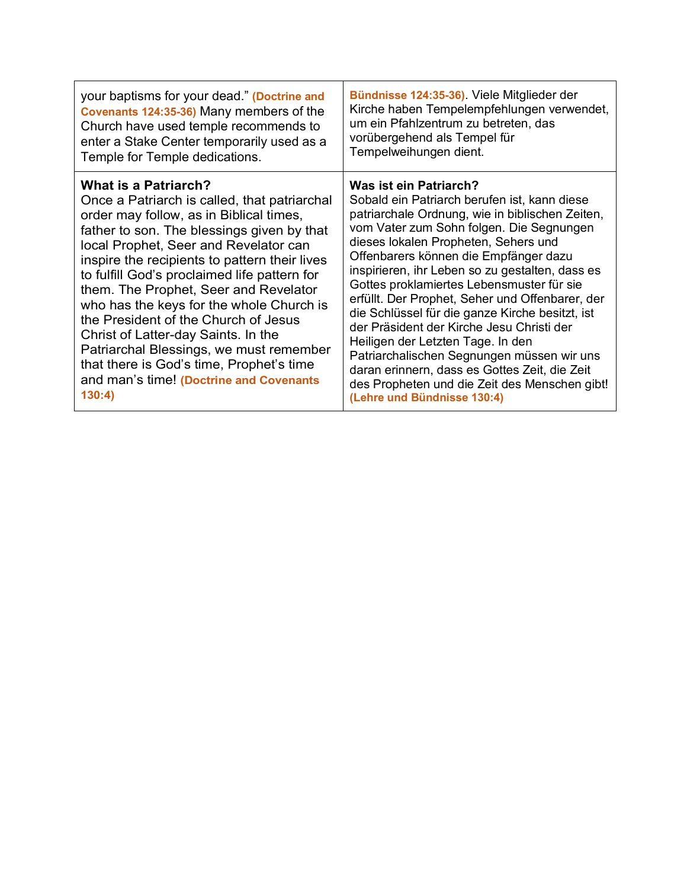| | |
|---|---|
| your baptisms for your dead." **(Doctrine and Covenants 124:35-36)** Many members of the Church have used temple recommends to enter a Stake Center temporarily used as a Temple for Temple dedications. | **Bündnisse 124:35-36)**. Viele Mitglieder der Kirche haben Tempelempfehlungen verwendet, um ein Pfahlzentrum zu betreten, das vorübergehend als Tempel für Tempelweihungen dient. |
| **What is a Patriarch?** Once a Patriarch is called, that patriarchal order may follow, as in Biblical times, father to son. The blessings given by that local Prophet, Seer and Revelator can inspire the recipients to pattern their lives to fulfill God's proclaimed life pattern for them. The Prophet, Seer and Revelator who has the keys for the whole Church is the President of the Church of Jesus Christ of Latter-day Saints. In the Patriarchal Blessings, we must remember that there is God's time, Prophet's time and man's time! **(Doctrine and Covenants 130:4)** | **Was ist ein Patriarch?** Sobald ein Patriarch berufen ist, kann diese patriarchale Ordnung, wie in biblischen Zeiten, vom Vater zum Sohn folgen. Die Segnungen dieses lokalen Propheten, Sehers und Offenbarers können die Empfänger dazu inspirieren, ihr Leben so zu gestalten, dass es Gottes proklamiertes Lebensmuster für sie erfüllt. Der Prophet, Seher und Offenbarer, der die Schlüssel für die ganze Kirche besitzt, ist der Präsident der Kirche Jesu Christi der Heiligen der Letzten Tage. In den Patriarchalischen Segnungen müssen wir uns daran erinnern, dass es Gottes Zeit, die Zeit des Propheten und die Zeit des Menschen gibt! **(Lehre und Bündnisse 130:4)** |